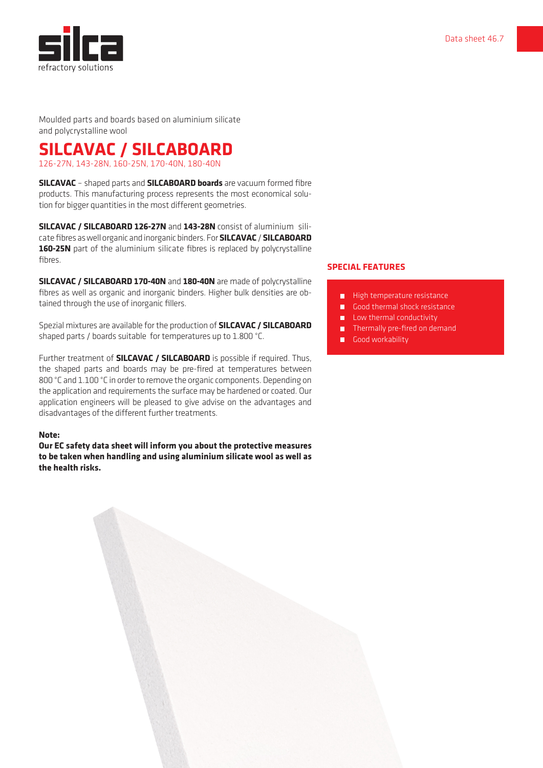Moulded parts and boards based on aluminium silicate and polycrystalline wool

# SILCAVAC / SILCABOARD

126-27N, 143-28N, 160-25N, 170-40N, 180-40N

**SILCAVAC** – shaped parts and **SILCABOARD boards** are vacuum formed fibre products. This manufacturing process represents the most economical solution for bigger quantities in the most different geometries.

**SILCAVAC / SILCABOARD 126-27N** and **143-28N** consist of aluminium silicate fibres as well organic and inorganic binders. For **SILCAVAC** / **SILCABOARD 160-25N** part of the aluminium silicate fibres is replaced by polycrystalline fibres.

**SILCAVAC / SILCABOARD 170-40N** and **180-40N** are made of polycrystalline fibres as well as organic and inorganic binders. Higher bulk densities are obtained through the use of inorganic fillers.

Spezial mixtures are available for the production of **SILCAVAC / SILCABOARD** shaped parts / boards suitable for temperatures up to 1.800 °C.

Further treatment of **SILCAVAC / SILCABOARD** is possible if required. Thus, the shaped parts and boards may be pre-fired at temperatures between 800 °C and 1.100 °C in order to remove the organic components. Depending on the application and requirements the surface may be hardened or coated. Our application engineers will be pleased to give advise on the advantages and disadvantages of the different further treatments.

**Note:**
**Our EC safety data sheet will inform you about the protective measures to be taken when handling and using aluminium silicate wool as well as the health risks.**

## SPECIAL FEATURES

- High temperature resistance
- Good thermal shock resistance
- Low thermal conductivity
- Thermally pre-fired on demand
- Good workability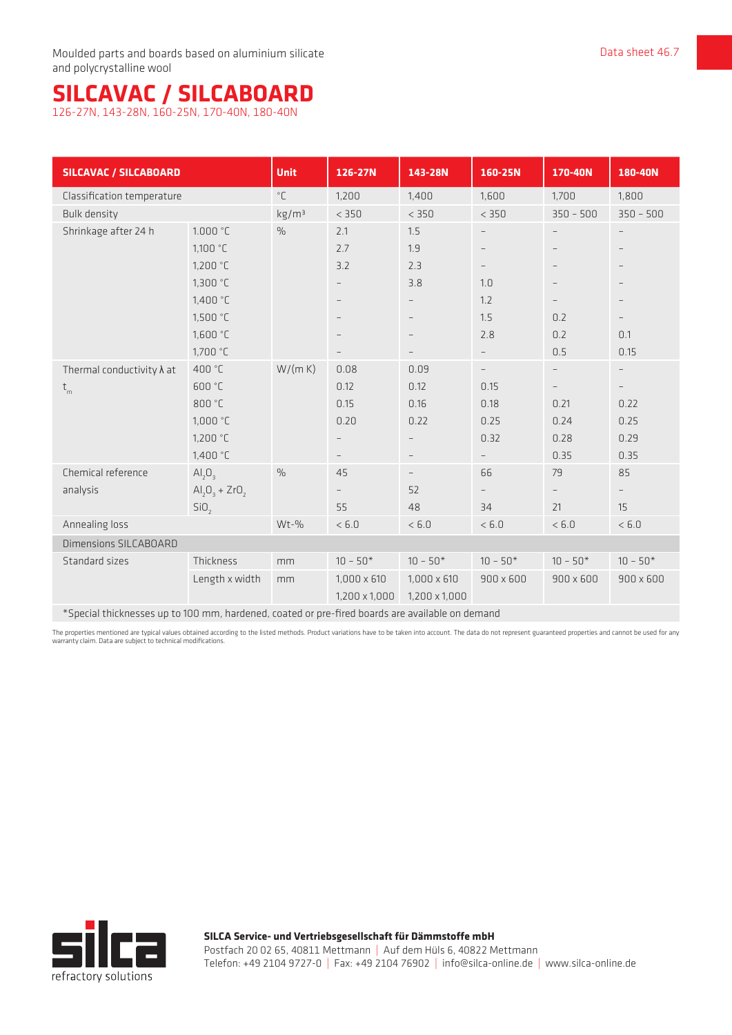Moulded parts and boards based on aluminium silicate and polycrystalline wool

Data sheet 46.7

# SILCAVAC / SILCABOARD

126-27N, 143-28N, 160-25N, 170-40N, 180-40N

| SILCAVAC / SILCABOARD | | Unit | 126-27N | 143-28N | 160-25N | 170-40N | 180-40N |
|---|---|---|---|---|---|---|---|
| Classification temperature | | °C | 1,200 | 1,400 | 1,600 | 1,700 | 1,800 |
| Bulk density | | kg/m³ | < 350 | < 350 | < 350 | 350 – 500 | 350 – 500 |
| Shrinkage after 24 h | 1.000 °C | % | 2.1 | 1.5 | – | – | – |
| | 1,100 °C | | 2.7 | 1.9 | – | – | – |
| | 1,200 °C | | 3.2 | 2.3 | – | – | – |
| | 1,300 °C | | – | 3.8 | 1.0 | – | – |
| | 1,400 °C | | – | – | 1.2 | – | – |
| | 1,500 °C | | – | – | 1.5 | 0.2 | – |
| | 1,600 °C | | – | – | 2.8 | 0.2 | 0.1 |
| | 1,700 °C | | – | – | – | 0.5 | 0.15 |
| Thermal conductivity λ at $t_m$ | 400 °C | W/(m K) | 0.08 | 0.09 | – | – | – |
| | 600 °C | | 0.12 | 0.12 | 0.15 | – | – |
| | 800 °C | | 0.15 | 0.16 | 0.18 | 0.21 | 0.22 |
| | 1,000 °C | | 0.20 | 0.22 | 0.25 | 0.24 | 0.25 |
| | 1,200 °C | | – | – | 0.32 | 0.28 | 0.29 |
| | 1,400 °C | | – | – | – | 0.35 | 0.35 |
| Chemical reference analysis | $Al_2O_3$ | % | 45 | – | 66 | 79 | 85 |
| | $Al_2O_3 + ZrO_2$ | | – | 52 | – | – | – |
| | $SiO_2$ | | 55 | 48 | 34 | 21 | 15 |
| Annealing loss | | Wt-% | < 6.0 | < 6.0 | < 6.0 | < 6.0 | < 6.0 |
| Dimensions SILCABOARD | | | | | | | |
| Standard sizes | Thickness | mm | 10 – 50* | 10 – 50* | 10 – 50* | 10 – 50* | 10 – 50* |
| | Length x width | mm | 1,000 x 610 | 1,000 x 610 | 900 x 600 | 900 x 600 | 900 x 600 |
| | | | 1,200 x 1,000 | 1,200 x 1,000 | | | |

*Special thicknesses up to 100 mm, hardened, coated or pre-fired boards are available on demand

The properties mentioned are typical values obtained according to the listed methods. Product variations have to be taken into account. The data do not represent guaranteed properties and cannot be used for any warranty claim. Data are subject to technical modifications.

silca refractory solutions

**SILCA Service- und Vertriebsgesellschaft für Dämmstoffe mbH**
Postfach 20 02 65, 40811 Mettmann | Auf dem Hüls 6, 40822 Mettmann
Telefon: +49 2104 9727-0 | Fax: +49 2104 76902 | info@silca-online.de | www.silca-online.de